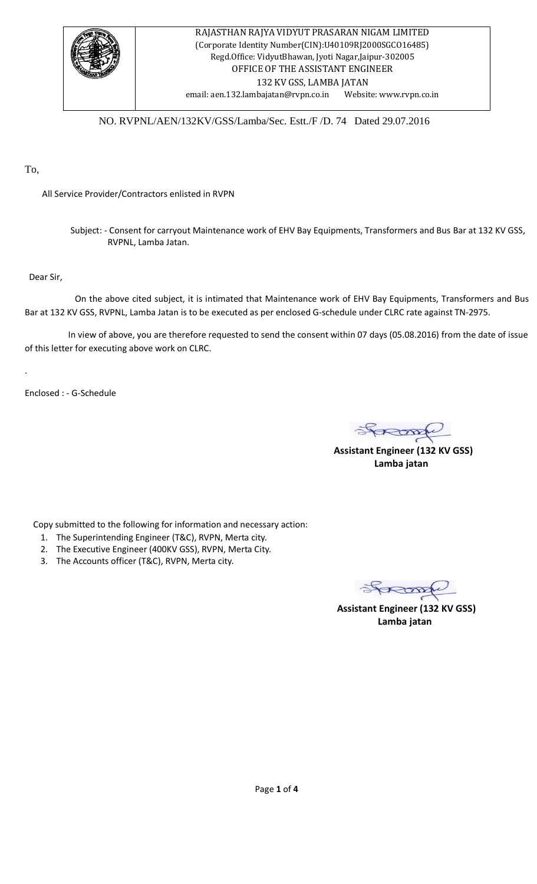RAJASTHAN RAJYA VIDYUT PRASARAN NIGAM LIMITED
(Corporate Identity Number(CIN):U40109RJ2000SGCO16485)
Regd.Office: VidyutBhawan, Jyoti Nagar,Jaipur-302005
OFFICE OF THE ASSISTANT ENGINEER
132 KV GSS, LAMBA JATAN
email: aen.132.lambajatan@rvpn.co.in Website: www.rvpn.co.in

NO. RVPNL/AEN/132KV/GSS/Lamba/Sec. Estt./F /D. 74 Dated 29.07.2016

To,

All Service Provider/Contractors enlisted in RVPN

Subject: - Consent for carryout Maintenance work of EHV Bay Equipments, Transformers and Bus Bar at 132 KV GSS, RVPNL, Lamba Jatan.

Dear Sir,

On the above cited subject, it is intimated that Maintenance work of EHV Bay Equipments, Transformers and Bus Bar at 132 KV GSS, RVPNL, Lamba Jatan is to be executed as per enclosed G-schedule under CLRC rate against TN-2975.

In view of above, you are therefore requested to send the consent within 07 days (05.08.2016) from the date of issue of this letter for executing above work on CLRC.

.

Enclosed : - G-Schedule

**Assistant Engineer (132 KV GSS)**
**Lamba jatan**

Copy submitted to the following for information and necessary action:

1. The Superintending Engineer (T&C), RVPN, Merta city.
2. The Executive Engineer (400KV GSS), RVPN, Merta City.
3. The Accounts officer (T&C), RVPN, Merta city.

**Assistant Engineer (132 KV GSS)**
**Lamba jatan**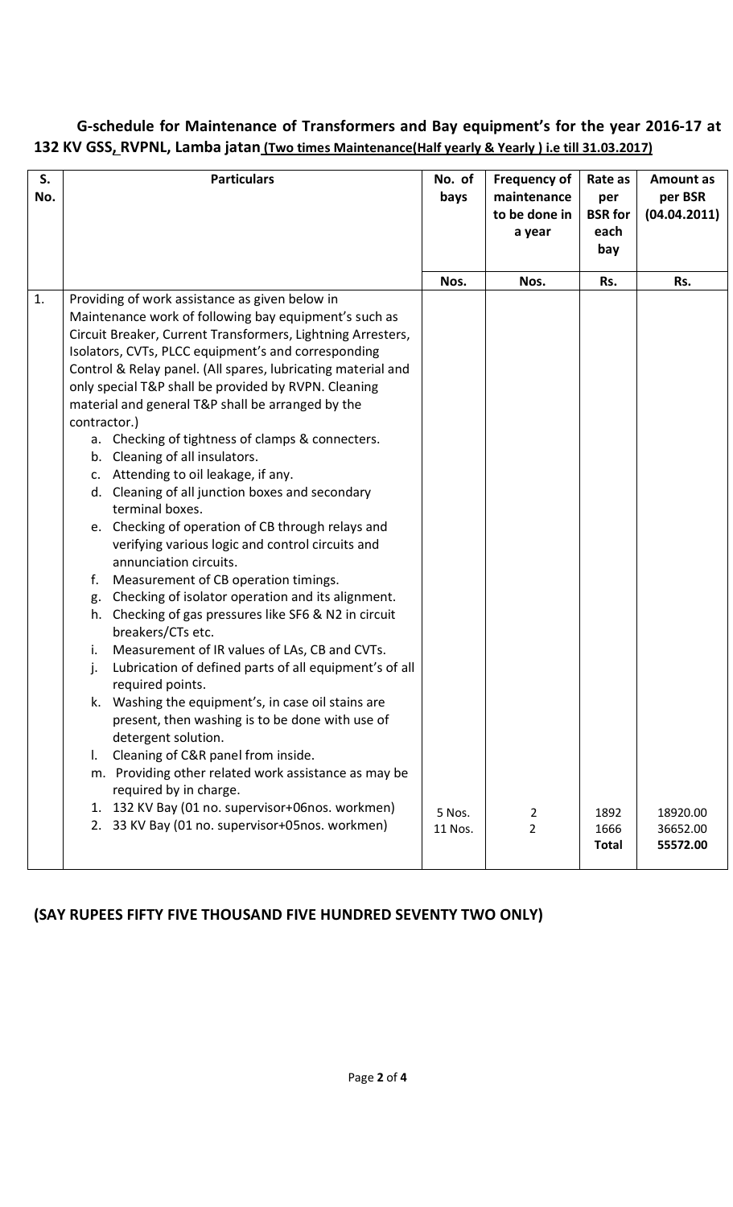**G-schedule for Maintenance of Transformers and Bay equipment's for the year 2016-17 at 132 KV GSS, RVPNL, Lamba jatan (Two times Maintenance(Half yearly & Yearly ) i.e till 31.03.2017)**

| S. No. | Particulars | No. of bays | Frequency of maintenance to be done in a year | Rate as per BSR for each bay | Amount as per BSR (04.04.2011) |
|---|---|---|---|---|---|
| | | Nos. | Nos. | Rs. | Rs. |
| 1. | Providing of work assistance as given below in Maintenance work of following bay equipment's such as Circuit Breaker, Current Transformers, Lightning Arresters, Isolators, CVTs, PLCC equipment's and corresponding Control & Relay panel. (All spares, lubricating material and only special T&P shall be provided by RVPN. Cleaning material and general T&P shall be arranged by the contractor.)<br>a. Checking of tightness of clamps & connecters.<br>b. Cleaning of all insulators.<br>c. Attending to oil leakage, if any.<br>d. Cleaning of all junction boxes and secondary terminal boxes.<br>e. Checking of operation of CB through relays and verifying various logic and control circuits and annunciation circuits.<br>f. Measurement of CB operation timings.<br>g. Checking of isolator operation and its alignment.<br>h. Checking of gas pressures like SF6 & N2 in circuit breakers/CTs etc.<br>i. Measurement of IR values of LAs, CB and CVTs.<br>j. Lubrication of defined parts of all equipment's of all required points.<br>k. Washing the equipment's, in case oil stains are present, then washing is to be done with use of detergent solution.<br>l. Cleaning of C&R panel from inside.<br>m. Providing other related work assistance as may be required by in charge. | | | | |
| | 1. 132 KV Bay (01 no. supervisor+06nos. workmen) | 5 Nos. | 2 | 1892 | 18920.00 |
| | 2. 33 KV Bay (01 no. supervisor+05nos. workmen) | 11 Nos. | 2 | 1666 | 36652.00 |
| | | | | **Total** | **55572.00** |

**(SAY RUPEES FIFTY FIVE THOUSAND FIVE HUNDRED SEVENTY TWO ONLY)**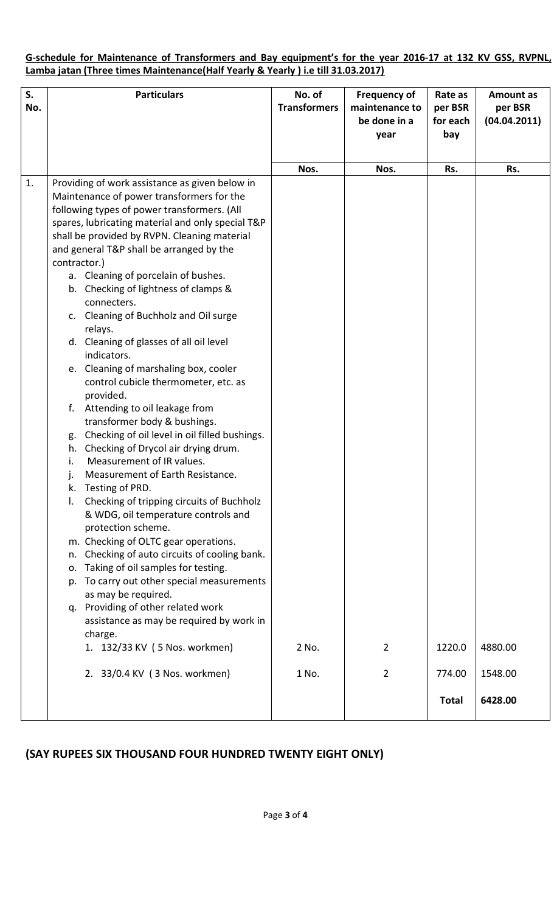**G-schedule for Maintenance of Transformers and Bay equipment's for the year 2016-17 at 132 KV GSS, RVPNL, Lamba jatan (Three times Maintenance(Half Yearly & Yearly ) i.e till 31.03.2017)**

| S. No. | Particulars | No. of Transformers | Frequency of maintenance to be done in a year | Rate as per BSR for each bay | Amount as per BSR (04.04.2011) |
|---|---|---|---|---|---|
| | | Nos. | Nos. | Rs. | Rs. |
| 1. | Providing of work assistance as given below in Maintenance of power transformers for the following types of power transformers. (All spares, lubricating material and only special T&P shall be provided by RVPN. Cleaning material and general T&P shall be arranged by the contractor.)<br>a. Cleaning of porcelain of bushes.<br>b. Checking of lightness of clamps & connecters.<br>c. Cleaning of Buchholz and Oil surge relays.<br>d. Cleaning of glasses of all oil level indicators.<br>e. Cleaning of marshaling box, cooler control cubicle thermometer, etc. as provided.<br>f. Attending to oil leakage from transformer body & bushings.<br>g. Checking of oil level in oil filled bushings.<br>h. Checking of Drycol air drying drum.<br>i. Measurement of IR values.<br>j. Measurement of Earth Resistance.<br>k. Testing of PRD.<br>l. Checking of tripping circuits of Buchholz & WDG, oil temperature controls and protection scheme.<br>m. Checking of OLTC gear operations.<br>n. Checking of auto circuits of cooling bank.<br>o. Taking of oil samples for testing.<br>p. To carry out other special measurements as may be required.<br>q. Providing of other related work assistance as may be required by work in charge. | | | | |
| | 1. 132/33 KV ( 5 Nos. workmen) | 2 No. | 2 | 1220.0 | 4880.00 |
| | 2. 33/0.4 KV ( 3 Nos. workmen) | 1 No. | 2 | 774.00 | 1548.00 |
| | | | | **Total** | **6428.00** |

**(SAY RUPEES SIX THOUSAND FOUR HUNDRED TWENTY EIGHT ONLY)**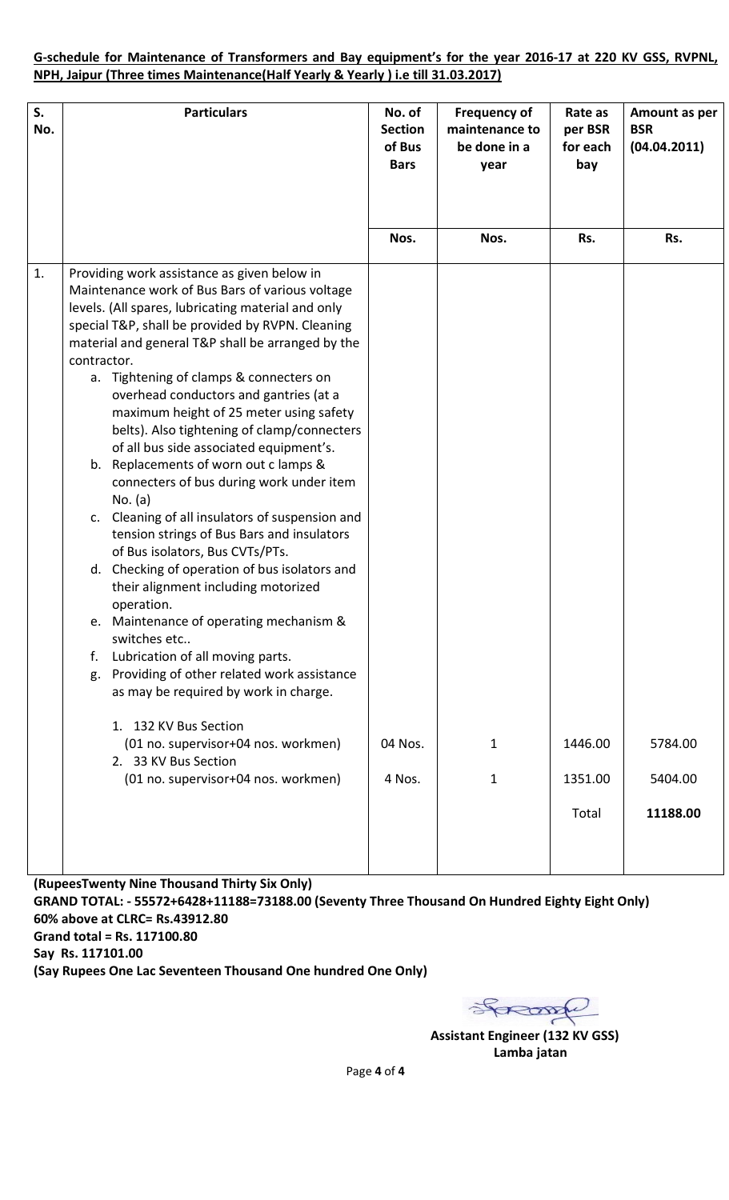**G-schedule for Maintenance of Transformers and Bay equipment's for the year 2016-17 at 220 KV GSS, RVPNL, NPH, Jaipur (Three times Maintenance(Half Yearly & Yearly ) i.e till 31.03.2017)**

| S. No. | Particulars | No. of Section of Bus Bars | Frequency of maintenance to be done in a year | Rate as per BSR for each bay | Amount as per BSR (04.04.2011) |
|---|---|---|---|---|---|
| | | Nos. | Nos. | Rs. | Rs. |
| 1. | Providing work assistance as given below in Maintenance work of Bus Bars of various voltage levels. (All spares, lubricating material and only special T&P, shall be provided by RVPN. Cleaning material and general T&P shall be arranged by the contractor.<br>a. Tightening of clamps & connecters on overhead conductors and gantries (at a maximum height of 25 meter using safety belts). Also tightening of clamp/connecters of all bus side associated equipment's.<br>b. Replacements of worn out c lamps & connecters of bus during work under item No. (a)<br>c. Cleaning of all insulators of suspension and tension strings of Bus Bars and insulators of Bus isolators, Bus CVTs/PTs.<br>d. Checking of operation of bus isolators and their alignment including motorized operation.<br>e. Maintenance of operating mechanism & switches etc..<br>f. Lubrication of all moving parts.<br>g. Providing of other related work assistance as may be required by work in charge. | | | | |
| | 1. 132 KV Bus Section (01 no. supervisor+04 nos. workmen) | 04 Nos. | 1 | 1446.00 | 5784.00 |
| | 2. 33 KV Bus Section (01 no. supervisor+04 nos. workmen) | 4 Nos. | 1 | 1351.00 | 5404.00 |
| | | | | Total | **11188.00** |

**(RupeesTwenty Nine Thousand Thirty Six Only)**

**GRAND TOTAL: - 55572+6428+11188=73188.00 (Seventy Three Thousand On Hundred Eighty Eight Only)**

**60% above at CLRC= Rs.43912.80**

**Grand total = Rs. 117100.80**

**Say Rs. 117101.00**

**(Say Rupees One Lac Seventeen Thousand One hundred One Only)**

**Assistant Engineer (132 KV GSS)**
**Lamba jatan**